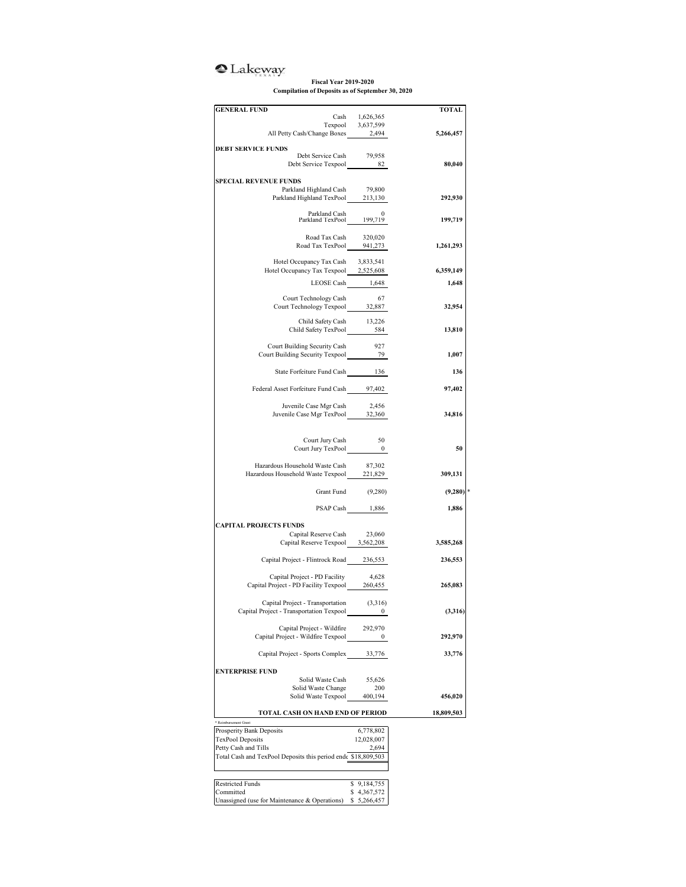Lakeway

**Fiscal Year 2019-2020**
**Compilation of Deposits as of September 30, 2020**

| **GENERAL FUND** | | **TOTAL** |
|---|---|---|
| Cash | 1,626,365 | |
| Texpool | 3,637,599 | |
| All Petty Cash/Change Boxes | 2,494 | **5,266,457** |
| **DEBT SERVICE FUNDS** | | |
| Debt Service Cash | 79,958 | |
| Debt Service Texpool | 82 | **80,040** |
| **SPECIAL REVENUE FUNDS** | | |
| Parkland Highland Cash | 79,800 | |
| Parkland Highland TexPool | 213,130 | **292,930** |
| Parkland Cash | 0 | |
| Parkland TexPool | 199,719 | **199,719** |
| Road Tax Cash | 320,020 | |
| Road Tax TexPool | 941,273 | **1,261,293** |
| Hotel Occupancy Tax Cash | 3,833,541 | |
| Hotel Occupancy Tax Texpool | 2,525,608 | **6,359,149** |
| LEOSE Cash | 1,648 | **1,648** |
| Court Technology Cash | 67 | |
| Court Technology Texpool | 32,887 | **32,954** |
| Child Safety Cash | 13,226 | |
| Child Safety TexPool | 584 | **13,810** |
| Court Building Security Cash | 927 | |
| Court Building Security Texpool | 79 | **1,007** |
| State Forfeiture Fund Cash | 136 | **136** |
| Federal Asset Forfeiture Fund Cash | 97,402 | **97,402** |
| Juvenile Case Mgr Cash | 2,456 | |
| Juvenile Case Mgr TexPool | 32,360 | **34,816** |
| Court Jury Cash | 50 | |
| Court Jury TexPool | 0 | **50** |
| Hazardous Household Waste Cash | 87,302 | |
| Hazardous Household Waste Texpool | 221,829 | **309,131** |
| Grant Fund | (9,280) | **(9,280)** * |
| PSAP Cash | 1,886 | **1,886** |
| **CAPITAL PROJECTS FUNDS** | | |
| Capital Reserve Cash | 23,060 | |
| Capital Reserve Texpool | 3,562,208 | **3,585,268** |
| Capital Project - Flintrock Road | 236,553 | **236,553** |
| Capital Project - PD Facility | 4,628 | |
| Capital Project - PD Facility Texpool | 260,455 | **265,083** |
| Capital Project - Transportation | (3,316) | |
| Capital Project - Transportation Texpool | 0 | **(3,316)** |
| Capital Project - Wildfire | 292,970 | |
| Capital Project - Wildfire Texpool | 0 | **292,970** |
| Capital Project - Sports Complex | 33,776 | **33,776** |
| **ENTERPRISE FUND** | | |
| Solid Waste Cash | 55,626 | |
| Solid Waste Change | 200 | |
| Solid Waste Texpool | 400,194 | **456,020** |
| **TOTAL CASH ON HAND END OF PERIOD** | | **18,809,503** |

* Reimbursement Grant

| | |
|---|---|
| Prosperity Bank Deposits | 6,778,802 |
| TexPool Deposits | 12,028,007 |
| Petty Cash and Tills | 2,694 |
| Total Cash and TexPool Deposits this period ende | $18,809,503 |

| | |
|---|---|
| Restricted Funds | $ 9,184,755 |
| Committed | $ 4,367,572 |
| Unassigned (use for Maintenance & Operations) | $ 5,266,457 |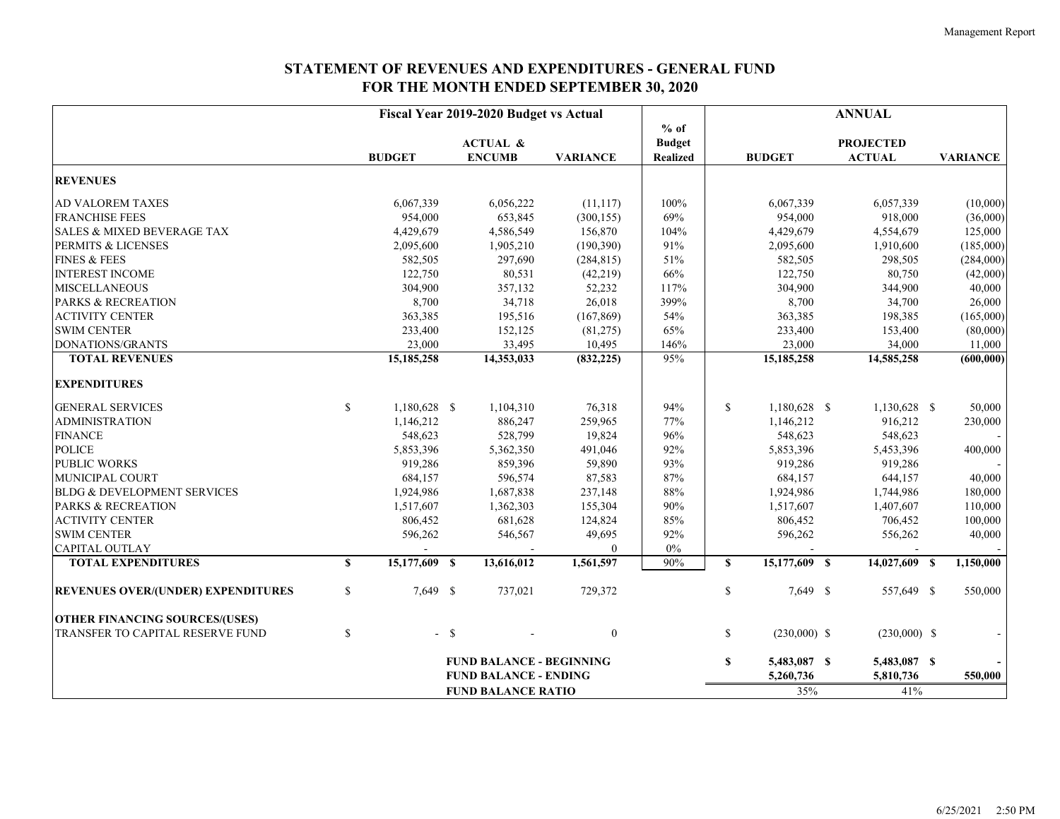## STATEMENT OF REVENUES AND EXPENDITURES - GENERAL FUND
## FOR THE MONTH ENDED SEPTEMBER 30, 2020

| | Fiscal Year 2019-2020 Budget vs Actual | | | | ANNUAL | | |
|---|---|---|---|---|---|---|---|
| | BUDGET | ACTUAL & ENCUMB | VARIANCE | % of Budget Realized | BUDGET | PROJECTED ACTUAL | VARIANCE |
| **REVENUES** | | | | | | | |
| AD VALOREM TAXES | 6,067,339 | 6,056,222 | (11,117) | 100% | 6,067,339 | 6,057,339 | (10,000) |
| FRANCHISE FEES | 954,000 | 653,845 | (300,155) | 69% | 954,000 | 918,000 | (36,000) |
| SALES & MIXED BEVERAGE TAX | 4,429,679 | 4,586,549 | 156,870 | 104% | 4,429,679 | 4,554,679 | 125,000 |
| PERMITS & LICENSES | 2,095,600 | 1,905,210 | (190,390) | 91% | 2,095,600 | 1,910,600 | (185,000) |
| FINES & FEES | 582,505 | 297,690 | (284,815) | 51% | 582,505 | 298,505 | (284,000) |
| INTEREST INCOME | 122,750 | 80,531 | (42,219) | 66% | 122,750 | 80,750 | (42,000) |
| MISCELLANEOUS | 304,900 | 357,132 | 52,232 | 117% | 304,900 | 344,900 | 40,000 |
| PARKS & RECREATION | 8,700 | 34,718 | 26,018 | 399% | 8,700 | 34,700 | 26,000 |
| ACTIVITY CENTER | 363,385 | 195,516 | (167,869) | 54% | 363,385 | 198,385 | (165,000) |
| SWIM CENTER | 233,400 | 152,125 | (81,275) | 65% | 233,400 | 153,400 | (80,000) |
| DONATIONS/GRANTS | 23,000 | 33,495 | 10,495 | 146% | 23,000 | 34,000 | 11,000 |
| **TOTAL REVENUES** | **15,185,258** | **14,353,033** | **(832,225)** | 95% | **15,185,258** | **14,585,258** | **(600,000)** |
| **EXPENDITURES** | | | | | | | |
| GENERAL SERVICES | $ 1,180,628 | $ 1,104,310 | 76,318 | 94% | $ 1,180,628 | $ 1,130,628 | $ 50,000 |
| ADMINISTRATION | 1,146,212 | 886,247 | 259,965 | 77% | 1,146,212 | 916,212 | 230,000 |
| FINANCE | 548,623 | 528,799 | 19,824 | 96% | 548,623 | 548,623 | - |
| POLICE | 5,853,396 | 5,362,350 | 491,046 | 92% | 5,853,396 | 5,453,396 | 400,000 |
| PUBLIC WORKS | 919,286 | 859,396 | 59,890 | 93% | 919,286 | 919,286 | - |
| MUNICIPAL COURT | 684,157 | 596,574 | 87,583 | 87% | 684,157 | 644,157 | 40,000 |
| BLDG & DEVELOPMENT SERVICES | 1,924,986 | 1,687,838 | 237,148 | 88% | 1,924,986 | 1,744,986 | 180,000 |
| PARKS & RECREATION | 1,517,607 | 1,362,303 | 155,304 | 90% | 1,517,607 | 1,407,607 | 110,000 |
| ACTIVITY CENTER | 806,452 | 681,628 | 124,824 | 85% | 806,452 | 706,452 | 100,000 |
| SWIM CENTER | 596,262 | 546,567 | 49,695 | 92% | 596,262 | 556,262 | 40,000 |
| CAPITAL OUTLAY | - | - | 0 | 0% | - | - | - |
| **TOTAL EXPENDITURES** | **$ 15,177,609** | **$ 13,616,012** | **1,561,597** | 90% | **$ 15,177,609** | **$ 14,027,609** | **$ 1,150,000** |
| **REVENUES OVER/(UNDER) EXPENDITURES** | $ 7,649 | $ 737,021 | 729,372 | | $ 7,649 | $ 557,649 | $ 550,000 |
| **OTHER FINANCING SOURCES/(USES)** | | | | | | | |
| TRANSFER TO CAPITAL RESERVE FUND | $ - | $ - | 0 | | $ (230,000) | $ (230,000) | $ - |
| | | **FUND BALANCE - BEGINNING** | | | **$ 5,483,087** | **$ 5,483,087** | **$ -** |
| | | **FUND BALANCE - ENDING** | | | **5,260,736** | **5,810,736** | **550,000** |
| | | **FUND BALANCE RATIO** | | | 35% | 41% | |